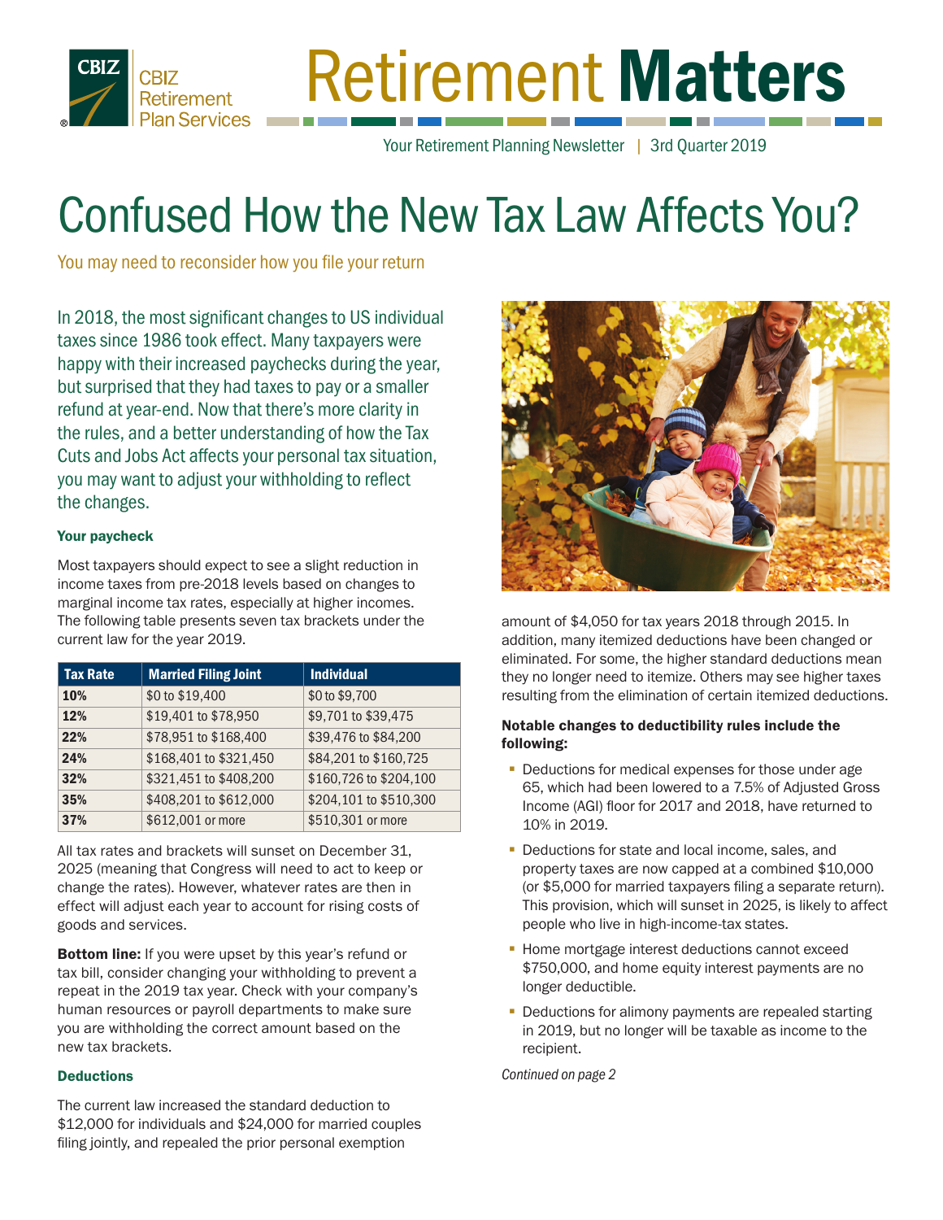# Retirement Matters

Your Retirement Planning Newsletter | 3rd Quarter 2019

# Confused How the New Tax Law Affects You?

You may need to reconsider how you file your return

In 2018, the most significant changes to US individual taxes since 1986 took effect. Many taxpayers were happy with their increased paychecks during the year, but surprised that they had taxes to pay or a smaller refund at year-end. Now that there's more clarity in the rules, and a better understanding of how the Tax Cuts and Jobs Act affects your personal tax situation, you may want to adjust your withholding to reflect the changes.

### Your paycheck

Most taxpayers should expect to see a slight reduction in income taxes from pre-2018 levels based on changes to marginal income tax rates, especially at higher incomes. The following table presents seven tax brackets under the current law for the year 2019.

| Tax Rate | Married Filing Joint | Individual |
|---|---|---|
| 10% | $0 to $19,400 | $0 to $9,700 |
| 12% | $19,401 to $78,950 | $9,701 to $39,475 |
| 22% | $78,951 to $168,400 | $39,476 to $84,200 |
| 24% | $168,401 to $321,450 | $84,201 to $160,725 |
| 32% | $321,451 to $408,200 | $160,726 to $204,100 |
| 35% | $408,201 to $612,000 | $204,101 to $510,300 |
| 37% | $612,001 or more | $510,301 or more |

All tax rates and brackets will sunset on December 31, 2025 (meaning that Congress will need to act to keep or change the rates). However, whatever rates are then in effect will adjust each year to account for rising costs of goods and services.

**Bottom line:** If you were upset by this year's refund or tax bill, consider changing your withholding to prevent a repeat in the 2019 tax year. Check with your company's human resources or payroll departments to make sure you are withholding the correct amount based on the new tax brackets.

### Deductions

The current law increased the standard deduction to $12,000 for individuals and $24,000 for married couples filing jointly, and repealed the prior personal exemption amount of $4,050 for tax years 2018 through 2015. In addition, many itemized deductions have been changed or eliminated. For some, the higher standard deductions mean they no longer need to itemize. Others may see higher taxes resulting from the elimination of certain itemized deductions.

**Notable changes to deductibility rules include the following:**

- Deductions for medical expenses for those under age 65, which had been lowered to a 7.5% of Adjusted Gross Income (AGI) floor for 2017 and 2018, have returned to 10% in 2019.
- Deductions for state and local income, sales, and property taxes are now capped at a combined $10,000 (or $5,000 for married taxpayers filing a separate return). This provision, which will sunset in 2025, is likely to affect people who live in high-income-tax states.
- Home mortgage interest deductions cannot exceed $750,000, and home equity interest payments are no longer deductible.
- Deductions for alimony payments are repealed starting in 2019, but no longer will be taxable as income to the recipient.

*Continued on page 2*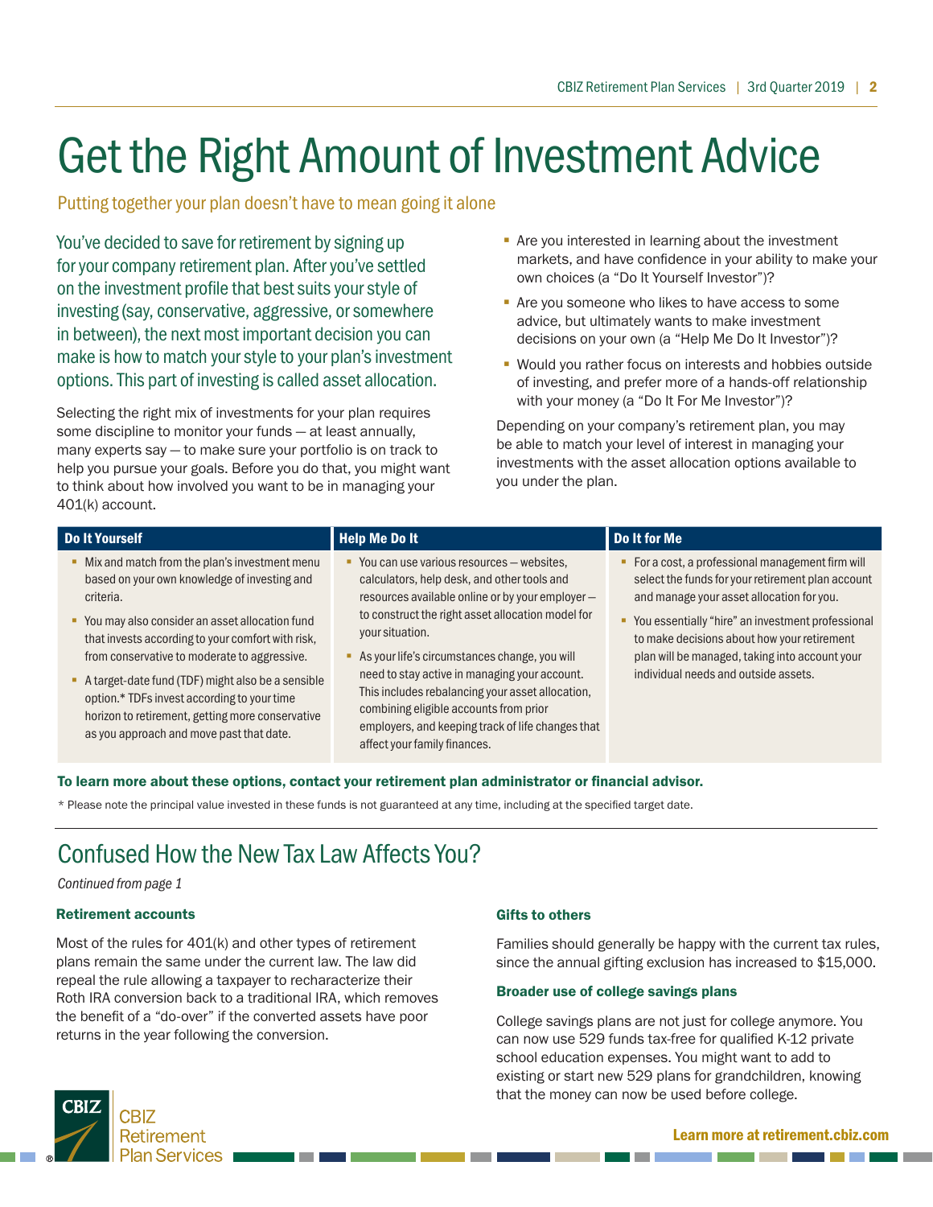# Get the Right Amount of Investment Advice

## Putting together your plan doesn't have to mean going it alone

You've decided to save for retirement by signing up for your company retirement plan. After you've settled on the investment profile that best suits your style of investing (say, conservative, aggressive, or somewhere in between), the next most important decision you can make is how to match your style to your plan's investment options. This part of investing is called asset allocation.

Selecting the right mix of investments for your plan requires some discipline to monitor your funds — at least annually, many experts say — to make sure your portfolio is on track to help you pursue your goals. Before you do that, you might want to think about how involved you want to be in managing your 401(k) account.

- Are you interested in learning about the investment markets, and have confidence in your ability to make your own choices (a "Do It Yourself Investor")?
- Are you someone who likes to have access to some advice, but ultimately wants to make investment decisions on your own (a "Help Me Do It Investor")?
- Would you rather focus on interests and hobbies outside of investing, and prefer more of a hands-off relationship with your money (a "Do It For Me Investor")?

Depending on your company's retirement plan, you may be able to match your level of interest in managing your investments with the asset allocation options available to you under the plan.

| Do It Yourself | Help Me Do It | Do It for Me |
|---|---|---|
| ▪ Mix and match from the plan's investment menu based on your own knowledge of investing and criteria.<br>▪ You may also consider an asset allocation fund that invests according to your comfort with risk, from conservative to moderate to aggressive.<br>▪ A target-date fund (TDF) might also be a sensible option.* TDFs invest according to your time horizon to retirement, getting more conservative as you approach and move past that date. | ▪ You can use various resources — websites, calculators, help desk, and other tools and resources available online or by your employer — to construct the right asset allocation model for your situation.<br>▪ As your life's circumstances change, you will need to stay active in managing your account. This includes rebalancing your asset allocation, combining eligible accounts from prior employers, and keeping track of life changes that affect your family finances. | ▪ For a cost, a professional management firm will select the funds for your retirement plan account and manage your asset allocation for you.<br>▪ You essentially "hire" an investment professional to make decisions about how your retirement plan will be managed, taking into account your individual needs and outside assets. |

**To learn more about these options, contact your retirement plan administrator or financial advisor.**

* Please note the principal value invested in these funds is not guaranteed at any time, including at the specified target date.

# Confused How the New Tax Law Affects You?

*Continued from page 1*

### Retirement accounts

Most of the rules for 401(k) and other types of retirement plans remain the same under the current law. The law did repeal the rule allowing a taxpayer to recharacterize their Roth IRA conversion back to a traditional IRA, which removes the benefit of a "do-over" if the converted assets have poor returns in the year following the conversion.

### Gifts to others

Families should generally be happy with the current tax rules, since the annual gifting exclusion has increased to $15,000.

### Broader use of college savings plans

College savings plans are not just for college anymore. You can now use 529 funds tax-free for qualified K-12 private school education expenses. You might want to add to existing or start new 529 plans for grandchildren, knowing that the money can now be used before college.

CBIZ Retirement Plan Services

**Learn more at retirement.cbiz.com**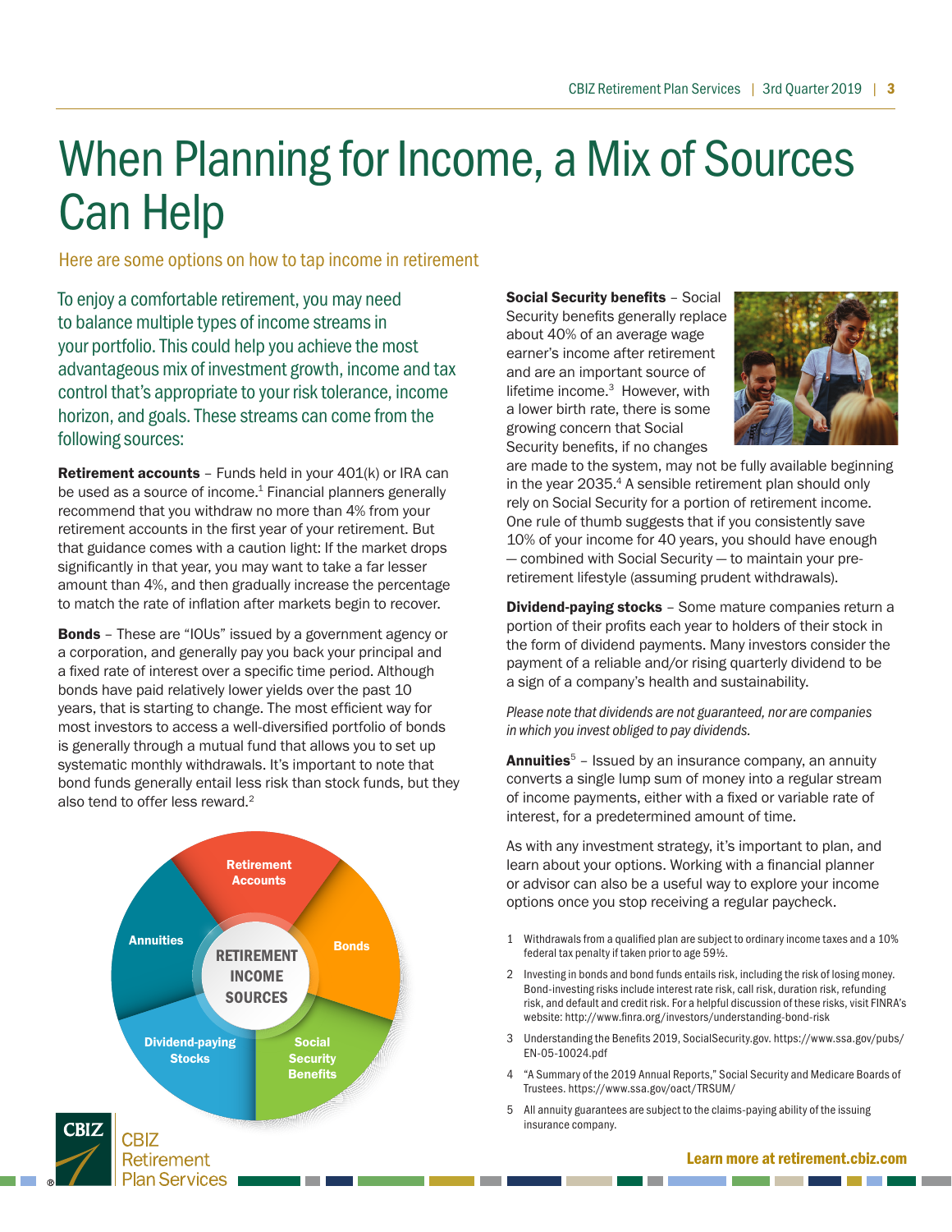# When Planning for Income, a Mix of Sources Can Help

Here are some options on how to tap income in retirement

To enjoy a comfortable retirement, you may need to balance multiple types of income streams in your portfolio. This could help you achieve the most advantageous mix of investment growth, income and tax control that's appropriate to your risk tolerance, income horizon, and goals. These streams can come from the following sources:

**Retirement accounts** – Funds held in your 401(k) or IRA can be used as a source of income.[1] Financial planners generally recommend that you withdraw no more than 4% from your retirement accounts in the first year of your retirement. But that guidance comes with a caution light: If the market drops significantly in that year, you may want to take a far lesser amount than 4%, and then gradually increase the percentage to match the rate of inflation after markets begin to recover.

**Bonds** – These are "IOUs" issued by a government agency or a corporation, and generally pay you back your principal and a fixed rate of interest over a specific time period. Although bonds have paid relatively lower yields over the past 10 years, that is starting to change. The most efficient way for most investors to access a well-diversified portfolio of bonds is generally through a mutual fund that allows you to set up systematic monthly withdrawals. It's important to note that bond funds generally entail less risk than stock funds, but they also tend to offer less reward.[2]

RETIREMENT INCOME SOURCES: Retirement Accounts, Bonds, Social Security Benefits, Dividend-paying Stocks, Annuities

**Social Security benefits** – Social Security benefits generally replace about 40% of an average wage earner's income after retirement and are an important source of lifetime income.[3] However, with a lower birth rate, there is some growing concern that Social Security benefits, if no changes are made to the system, may not be fully available beginning in the year 2035.[4] A sensible retirement plan should only rely on Social Security for a portion of retirement income. One rule of thumb suggests that if you consistently save 10% of your income for 40 years, you should have enough — combined with Social Security — to maintain your pre-retirement lifestyle (assuming prudent withdrawals).

**Dividend-paying stocks** – Some mature companies return a portion of their profits each year to holders of their stock in the form of dividend payments. Many investors consider the payment of a reliable and/or rising quarterly dividend to be a sign of a company's health and sustainability.

*Please note that dividends are not guaranteed, nor are companies in which you invest obliged to pay dividends.*

**Annuities**[5] – Issued by an insurance company, an annuity converts a single lump sum of money into a regular stream of income payments, either with a fixed or variable rate of interest, for a predetermined amount of time.

As with any investment strategy, it's important to plan, and learn about your options. Working with a financial planner or advisor can also be a useful way to explore your income options once you stop receiving a regular paycheck.

1 Withdrawals from a qualified plan are subject to ordinary income taxes and a 10% federal tax penalty if taken prior to age 59½.

2 Investing in bonds and bond funds entails risk, including the risk of losing money. Bond-investing risks include interest rate risk, call risk, duration risk, refunding risk, and default and credit risk. For a helpful discussion of these risks, visit FINRA's website: http://www.finra.org/investors/understanding-bond-risk

3 Understanding the Benefits 2019, SocialSecurity.gov. https://www.ssa.gov/pubs/EN-05-10024.pdf

4 "A Summary of the 2019 Annual Reports," Social Security and Medicare Boards of Trustees. https://www.ssa.gov/oact/TRSUM/

5 All annuity guarantees are subject to the claims-paying ability of the issuing insurance company.

**Learn more at retirement.cbiz.com**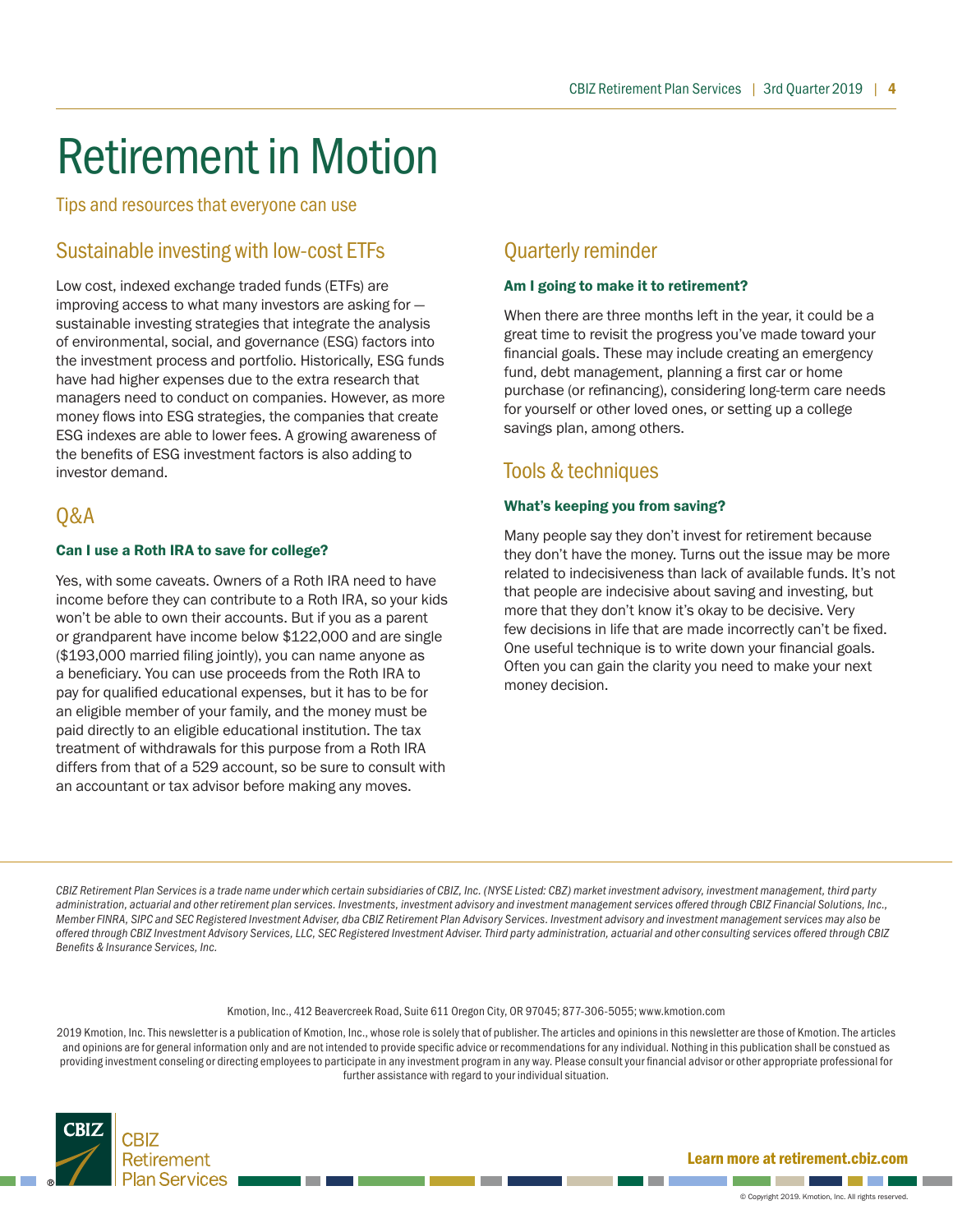# Retirement in Motion

Tips and resources that everyone can use

## Sustainable investing with low-cost ETFs

Low cost, indexed exchange traded funds (ETFs) are improving access to what many investors are asking for — sustainable investing strategies that integrate the analysis of environmental, social, and governance (ESG) factors into the investment process and portfolio. Historically, ESG funds have had higher expenses due to the extra research that managers need to conduct on companies. However, as more money flows into ESG strategies, the companies that create ESG indexes are able to lower fees. A growing awareness of the benefits of ESG investment factors is also adding to investor demand.

## Q&A

### Can I use a Roth IRA to save for college?

Yes, with some caveats. Owners of a Roth IRA need to have income before they can contribute to a Roth IRA, so your kids won't be able to own their accounts. But if you as a parent or grandparent have income below $122,000 and are single ($193,000 married filing jointly), you can name anyone as a beneficiary. You can use proceeds from the Roth IRA to pay for qualified educational expenses, but it has to be for an eligible member of your family, and the money must be paid directly to an eligible educational institution. The tax treatment of withdrawals for this purpose from a Roth IRA differs from that of a 529 account, so be sure to consult with an accountant or tax advisor before making any moves.

## Quarterly reminder

### Am I going to make it to retirement?

When there are three months left in the year, it could be a great time to revisit the progress you've made toward your financial goals. These may include creating an emergency fund, debt management, planning a first car or home purchase (or refinancing), considering long-term care needs for yourself or other loved ones, or setting up a college savings plan, among others.

## Tools & techniques

### What's keeping you from saving?

Many people say they don't invest for retirement because they don't have the money. Turns out the issue may be more related to indecisiveness than lack of available funds. It's not that people are indecisive about saving and investing, but more that they don't know it's okay to be decisive. Very few decisions in life that are made incorrectly can't be fixed. One useful technique is to write down your financial goals. Often you can gain the clarity you need to make your next money decision.

---

*CBIZ Retirement Plan Services is a trade name under which certain subsidiaries of CBIZ, Inc. (NYSE Listed: CBZ) market investment advisory, investment management, third party administration, actuarial and other retirement plan services. Investments, investment advisory and investment management services offered through CBIZ Financial Solutions, Inc., Member FINRA, SIPC and SEC Registered Investment Adviser, dba CBIZ Retirement Plan Advisory Services. Investment advisory and investment management services may also be offered through CBIZ Investment Advisory Services, LLC, SEC Registered Investment Adviser. Third party administration, actuarial and other consulting services offered through CBIZ Benefits & Insurance Services, Inc.*

Kmotion, Inc., 412 Beavercreek Road, Suite 611 Oregon City, OR 97045; 877-306-5055; www.kmotion.com

2019 Kmotion, Inc. This newsletter is a publication of Kmotion, Inc., whose role is solely that of publisher. The articles and opinions in this newsletter are those of Kmotion. The articles and opinions are for general information only and are not intended to provide specific advice or recommendations for any individual. Nothing in this publication shall be constued as providing investment conseling or directing employees to participate in any investment program in any way. Please consult your financial advisor or other appropriate professional for further assistance with regard to your individual situation.

CBIZ Retirement Plan Services

**Learn more at retirement.cbiz.com**

© Copyright 2019. Kmotion, Inc. All rights reserved.